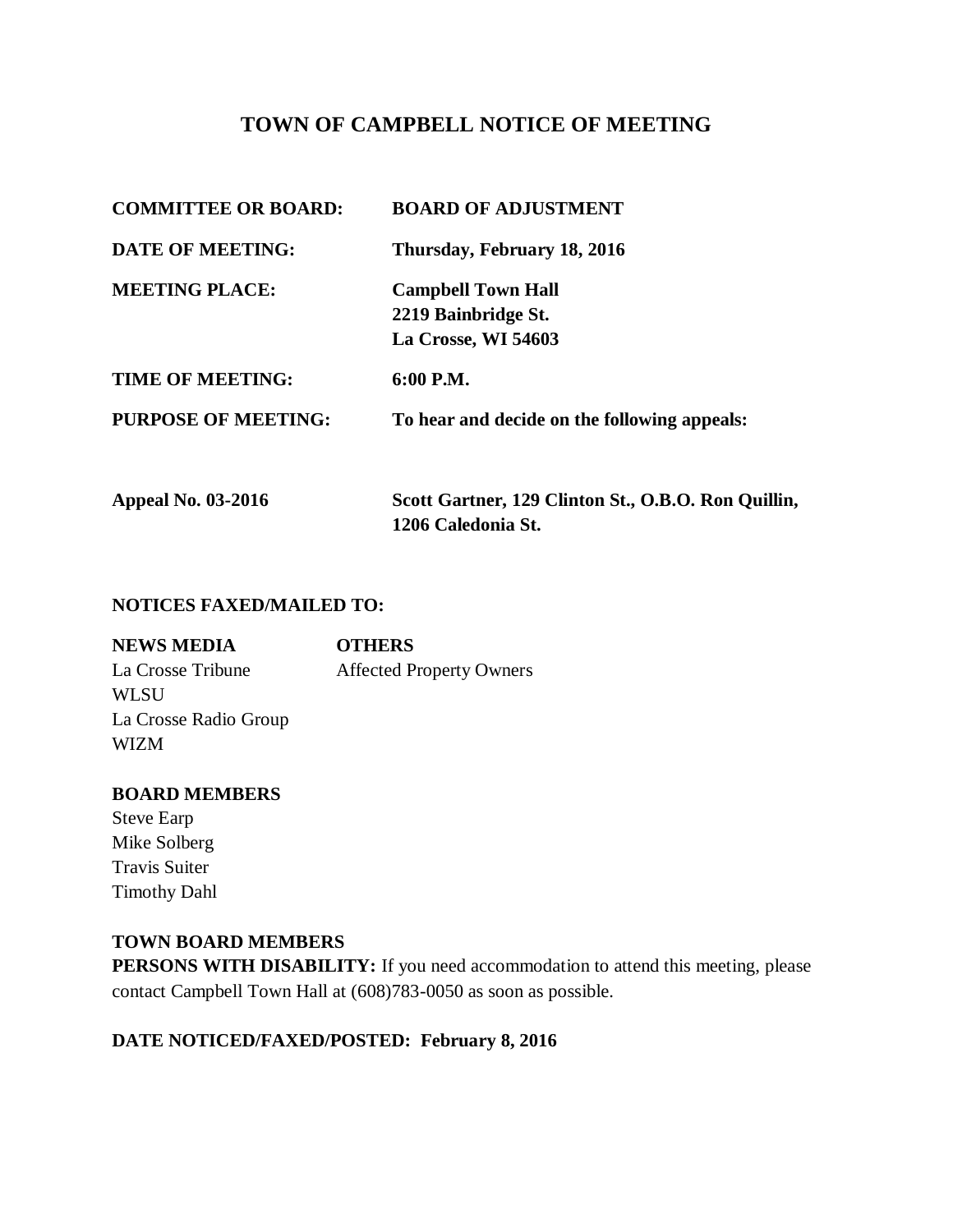# TOWN OF CAMPBELL NOTICE OF MEETING

**COMMITTEE OR BOARD:** **BOARD OF ADJUSTMENT**

**DATE OF MEETING:** **Thursday, February 18, 2016**

**MEETING PLACE:** **Campbell Town Hall**
**2219 Bainbridge St.**
**La Crosse, WI 54603**

**TIME OF MEETING:** **6:00 P.M.**

**PURPOSE OF MEETING:** **To hear and decide on the following appeals:**

**Appeal No. 03-2016** **Scott Gartner, 129 Clinton St., O.B.O. Ron Quillin, 1206 Caledonia St.**

**NOTICES FAXED/MAILED TO:**

**NEWS MEDIA**
La Crosse Tribune
WLSU
La Crosse Radio Group
WIZM

**OTHERS**
Affected Property Owners

**BOARD MEMBERS**
Steve Earp
Mike Solberg
Travis Suiter
Timothy Dahl

**TOWN BOARD MEMBERS**

**PERSONS WITH DISABILITY:** If you need accommodation to attend this meeting, please contact Campbell Town Hall at (608)783-0050 as soon as possible.

**DATE NOTICED/FAXED/POSTED: February 8, 2016**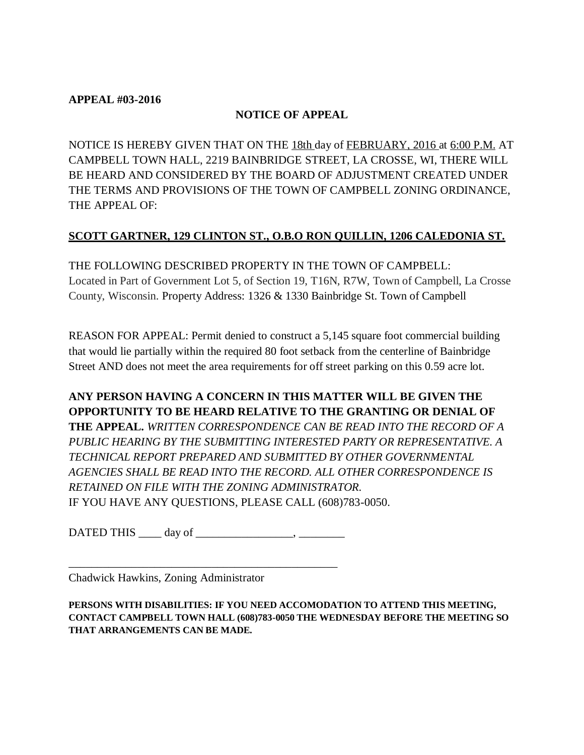**APPEAL #03-2016**

**NOTICE OF APPEAL**

NOTICE IS HEREBY GIVEN THAT ON THE 18th day of FEBRUARY, 2016 at 6:00 P.M. AT CAMPBELL TOWN HALL, 2219 BAINBRIDGE STREET, LA CROSSE, WI, THERE WILL BE HEARD AND CONSIDERED BY THE BOARD OF ADJUSTMENT CREATED UNDER THE TERMS AND PROVISIONS OF THE TOWN OF CAMPBELL ZONING ORDINANCE, THE APPEAL OF:

**SCOTT GARTNER, 129 CLINTON ST., O.B.O RON QUILLIN, 1206 CALEDONIA ST.**

THE FOLLOWING DESCRIBED PROPERTY IN THE TOWN OF CAMPBELL:
Located in Part of Government Lot 5, of Section 19, T16N, R7W, Town of Campbell, La Crosse County, Wisconsin. Property Address: 1326 & 1330 Bainbridge St. Town of Campbell

REASON FOR APPEAL: Permit denied to construct a 5,145 square foot commercial building that would lie partially within the required 80 foot setback from the centerline of Bainbridge Street AND does not meet the area requirements for off street parking on this 0.59 acre lot.

**ANY PERSON HAVING A CONCERN IN THIS MATTER WILL BE GIVEN THE OPPORTUNITY TO BE HEARD RELATIVE TO THE GRANTING OR DENIAL OF THE APPEAL.** *WRITTEN CORRESPONDENCE CAN BE READ INTO THE RECORD OF A PUBLIC HEARING BY THE SUBMITTING INTERESTED PARTY OR REPRESENTATIVE. A TECHNICAL REPORT PREPARED AND SUBMITTED BY OTHER GOVERNMENTAL AGENCIES SHALL BE READ INTO THE RECORD. ALL OTHER CORRESPONDENCE IS RETAINED ON FILE WITH THE ZONING ADMINISTRATOR.*
IF YOU HAVE ANY QUESTIONS, PLEASE CALL (608)783-0050.

DATED THIS ____ day of _________________, ________

_________________________________________________
Chadwick Hawkins, Zoning Administrator

**PERSONS WITH DISABILITIES: IF YOU NEED ACCOMODATION TO ATTEND THIS MEETING, CONTACT CAMPBELL TOWN HALL (608)783-0050 THE WEDNESDAY BEFORE THE MEETING SO THAT ARRANGEMENTS CAN BE MADE.**